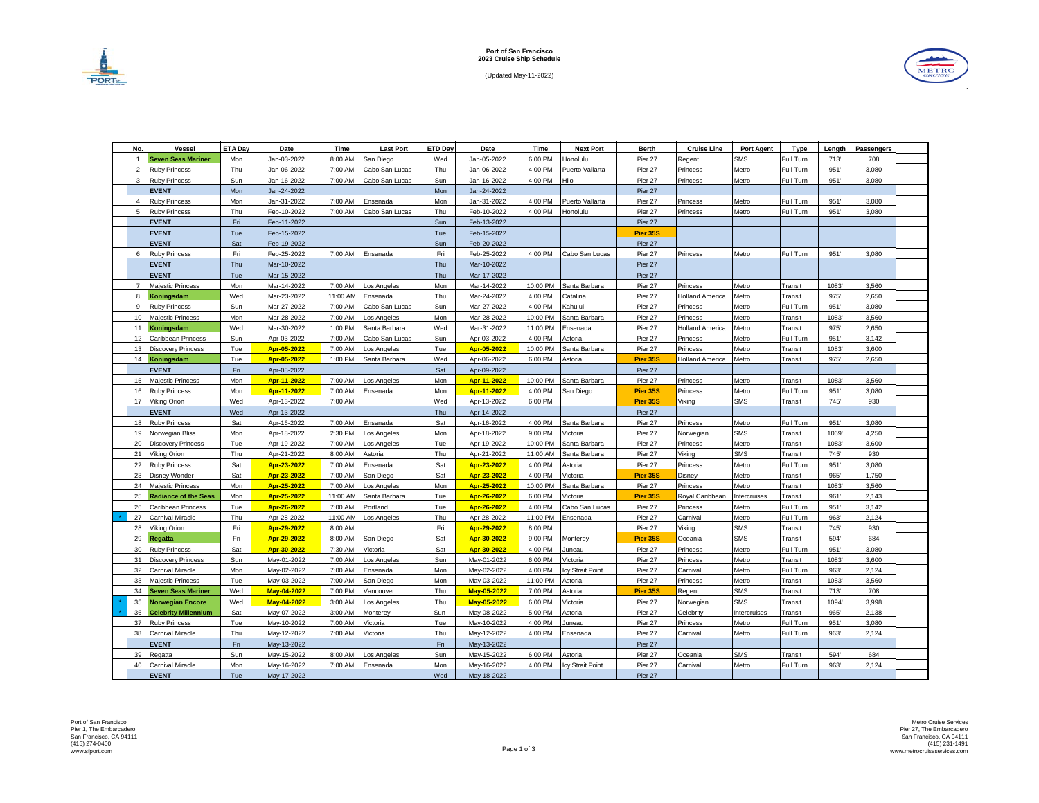**Port of San Francisco**
**2023 Cruise Ship Schedule**

(Updated May-11-2022)

| | No. | Vessel | ETA Day | Date | Time | Last Port | ETD Day | Date | Time | Next Port | Berth | Cruise Line | Port Agent | Type | Length | Passengers |
|---|---|---|---|---|---|---|---|---|---|---|---|---|---|---|---|---|
| | 1 | Seven Seas Mariner | Mon | Jan-03-2022 | 8:00 AM | San Diego | Wed | Jan-05-2022 | 6:00 PM | Honolulu | Pier 27 | Regent | SMS | Full Turn | 713' | 708 |
| | 2 | Ruby Princess | Thu | Jan-06-2022 | 7:00 AM | Cabo San Lucas | Thu | Jan-06-2022 | 4:00 PM | Puerto Vallarta | Pier 27 | Princess | Metro | Full Turn | 951' | 3,080 |
| | 3 | Ruby Princess | Sun | Jan-16-2022 | 7:00 AM | Cabo San Lucas | Sun | Jan-16-2022 | 4:00 PM | Hilo | Pier 27 | Princess | Metro | Full Turn | 951' | 3,080 |
| | | EVENT | Mon | Jan-24-2022 | | | Mon | Jan-24-2022 | | | Pier 27 | | | | | |
| | 4 | Ruby Princess | Mon | Jan-31-2022 | 7:00 AM | Ensenada | Mon | Jan-31-2022 | 4:00 PM | Puerto Vallarta | Pier 27 | Princess | Metro | Full Turn | 951' | 3,080 |
| | 5 | Ruby Princess | Thu | Feb-10-2022 | 7:00 AM | Cabo San Lucas | Thu | Feb-10-2022 | 4:00 PM | Honolulu | Pier 27 | Princess | Metro | Full Turn | 951' | 3,080 |
| | | EVENT | Fri | Feb-11-2022 | | | Sun | Feb-13-2022 | | | Pier 27 | | | | | |
| | | EVENT | Tue | Feb-15-2022 | | | Tue | Feb-15-2022 | | | Pier 35S | | | | | |
| | | EVENT | Sat | Feb-19-2022 | | | Sun | Feb-20-2022 | | | Pier 27 | | | | | |
| | 6 | Ruby Princess | Fri | Feb-25-2022 | 7:00 AM | Ensenada | Fri | Feb-25-2022 | 4:00 PM | Cabo San Lucas | Pier 27 | Princess | Metro | Full Turn | 951' | 3,080 |
| | | EVENT | Thu | Mar-10-2022 | | | Thu | Mar-10-2022 | | | Pier 27 | | | | | |
| | | EVENT | Tue | Mar-15-2022 | | | Thu | Mar-17-2022 | | | Pier 27 | | | | | |
| | 7 | Majestic Princess | Mon | Mar-14-2022 | 7:00 AM | Los Angeles | Mon | Mar-14-2022 | 10:00 PM | Santa Barbara | Pier 27 | Princess | Metro | Transit | 1083' | 3,560 |
| | 8 | Koningsdam | Wed | Mar-23-2022 | 11:00 AM | Ensenada | Thu | Mar-24-2022 | 4:00 PM | Catalina | Pier 27 | Holland America | Metro | Transit | 975' | 2,650 |
| | 9 | Ruby Princess | Sun | Mar-27-2022 | 7:00 AM | Cabo San Lucas | Sun | Mar-27-2022 | 4:00 PM | Kahului | Pier 27 | Princess | Metro | Full Turn | 951' | 3,080 |
| | 10 | Majestic Princess | Mon | Mar-28-2022 | 7:00 AM | Los Angeles | Mon | Mar-28-2022 | 10:00 PM | Santa Barbara | Pier 27 | Princess | Metro | Transit | 1083' | 3,560 |
| | 11 | Koningsdam | Wed | Mar-30-2022 | 1:00 PM | Santa Barbara | Wed | Mar-31-2022 | 11:00 PM | Ensenada | Pier 27 | Holland America | Metro | Transit | 975' | 2,650 |
| | 12 | Caribbean Princess | Sun | Apr-03-2022 | 7:00 AM | Cabo San Lucas | Sun | Apr-03-2022 | 4:00 PM | Astoria | Pier 27 | Princess | Metro | Full Turn | 951' | 3,142 |
| | 13 | Discovery Princess | Tue | Apr-05-2022 | 7:00 AM | Los Angeles | Tue | Apr-05-2022 | 10:00 PM | Santa Barbara | Pier 27 | Princess | Metro | Transit | 1083' | 3,600 |
| | 14 | Koningsdam | Tue | Apr-05-2022 | 1:00 PM | Santa Barbara | Wed | Apr-06-2022 | 6:00 PM | Astoria | Pier 35S | Holland America | Metro | Transit | 975' | 2,650 |
| | | EVENT | Fri | Apr-08-2022 | | | Sat | Apr-09-2022 | | | Pier 27 | | | | | |
| | 15 | Majestic Princess | Mon | Apr-11-2022 | 7:00 AM | Los Angeles | Mon | Apr-11-2022 | 10:00 PM | Santa Barbara | Pier 27 | Princess | Metro | Transit | 1083' | 3,560 |
| | 16 | Ruby Princess | Mon | Apr-11-2022 | 7:00 AM | Ensenada | Mon | Apr-11-2022 | 4:00 PM | San Diego | Pier 35S | Princess | Metro | Full Turn | 951' | 3,080 |
| | 17 | Viking Orion | Wed | Apr-13-2022 | 7:00 AM | | Wed | Apr-13-2022 | 6:00 PM | | Pier 35S | Viking | SMS | Transit | 745' | 930 |
| | | EVENT | Wed | Apr-13-2022 | | | Thu | Apr-14-2022 | | | Pier 27 | | | | | |
| | 18 | Ruby Princess | Sat | Apr-16-2022 | 7:00 AM | Ensenada | Sat | Apr-16-2022 | 4:00 PM | Santa Barbara | Pier 27 | Princess | Metro | Full Turn | 951' | 3,080 |
| | 19 | Norwegian Bliss | Mon | Apr-18-2022 | 2:30 PM | Los Angeles | Mon | Apr-18-2022 | 9:00 PM | Victoria | Pier 27 | Norwegian | SMS | Transit | 1069' | 4,250 |
| | 20 | Discovery Princess | Tue | Apr-19-2022 | 7:00 AM | Los Angeles | Tue | Apr-19-2022 | 10:00 PM | Santa Barbara | Pier 27 | Princess | Metro | Transit | 1083' | 3,600 |
| | 21 | Viking Orion | Thu | Apr-21-2022 | 8:00 AM | Astoria | Thu | Apr-21-2022 | 11:00 AM | Santa Barbara | Pier 27 | Viking | SMS | Transit | 745' | 930 |
| | 22 | Ruby Princess | Sat | Apr-23-2022 | 7:00 AM | Ensenada | Sat | Apr-23-2022 | 4:00 PM | Astoria | Pier 27 | Princess | Metro | Full Turn | 951' | 3,080 |
| | 23 | Disney Wonder | Sat | Apr-23-2022 | 7:00 AM | San Diego | Sat | Apr-23-2022 | 4:00 PM | Victoria | Pier 35S | Disney | Metro | Transit | 965' | 1,750 |
| | 24 | Majestic Princess | Mon | Apr-25-2022 | 7:00 AM | Los Angeles | Mon | Apr-25-2022 | 10:00 PM | Santa Barbara | Pier 27 | Princess | Metro | Transit | 1083' | 3,560 |
| | 25 | Radiance of the Seas | Mon | Apr-25-2022 | 11:00 AM | Santa Barbara | Tue | Apr-26-2022 | 6:00 PM | Victoria | Pier 35S | Royal Caribbean | Intercruises | Transit | 961' | 2,143 |
| | 26 | Caribbean Princess | Tue | Apr-26-2022 | 7:00 AM | Portland | Tue | Apr-26-2022 | 4:00 PM | Cabo San Lucas | Pier 27 | Princess | Metro | Full Turn | 951' | 3,142 |
| * | 27 | Carnival Miracle | Thu | Apr-28-2022 | 11:00 AM | Los Angeles | Thu | Apr-28-2022 | 11:00 PM | Ensenada | Pier 27 | Carnival | Metro | Full Turn | 963' | 2,124 |
| | 28 | Viking Orion | Fri | Apr-29-2022 | 8:00 AM | | Fri | Apr-29-2022 | 8:00 PM | | Pier 27 | Viking | SMS | Transit | 745' | 930 |
| | 29 | Regatta | Fri | Apr-29-2022 | 8:00 AM | San Diego | Sat | Apr-30-2022 | 9:00 PM | Monterey | Pier 35S | Oceania | SMS | Transit | 594' | 684 |
| | 30 | Ruby Princess | Sat | Apr-30-2022 | 7:30 AM | Victoria | Sat | Apr-30-2022 | 4:00 PM | Juneau | Pier 27 | Princess | Metro | Full Turn | 951' | 3,080 |
| | 31 | Discovery Princess | Sun | May-01-2022 | 7:00 AM | Los Angeles | Sun | May-01-2022 | 6:00 PM | Victoria | Pier 27 | Princess | Metro | Transit | 1083' | 3,600 |
| | 32 | Carnival Miracle | Mon | May-02-2022 | 7:00 AM | Ensenada | Mon | May-02-2022 | 4:00 PM | Icy Strait Point | Pier 27 | Carnival | Metro | Full Turn | 963' | 2,124 |
| | 33 | Majestic Princess | Tue | May-03-2022 | 7:00 AM | San Diego | Mon | May-03-2022 | 11:00 PM | Astoria | Pier 27 | Princess | Metro | Transit | 1083' | 3,560 |
| | 34 | Seven Seas Mariner | Wed | May-04-2022 | 7:00 PM | Vancouver | Thu | May-05-2022 | 7:00 PM | Astoria | Pier 35S | Regent | SMS | Transit | 713' | 708 |
| * | 35 | Norwegian Encore | Wed | May-04-2022 | 3:00 AM | Los Angeles | Thu | May-05-2022 | 6:00 PM | Victoria | Pier 27 | Norwegian | SMS | Transit | 1094' | 3,998 |
| * | 36 | Celebrity Millennium | Sat | May-07-2022 | 3:00 AM | Monterey | Sun | May-08-2022 | 5:00 PM | Astoria | Pier 27 | Celebrity | Intercruises | Transit | 965' | 2,138 |
| | 37 | Ruby Princess | Tue | May-10-2022 | 7:00 AM | Victoria | Tue | May-10-2022 | 4:00 PM | Juneau | Pier 27 | Princess | Metro | Full Turn | 951' | 3,080 |
| | 38 | Carnival Miracle | Thu | May-12-2022 | 7:00 AM | Victoria | Thu | May-12-2022 | 4:00 PM | Ensenada | Pier 27 | Carnival | Metro | Full Turn | 963' | 2,124 |
| | | EVENT | Fri | May-13-2022 | | | Fri | May-13-2022 | | | Pier 27 | | | | | |
| | 39 | Regatta | Sun | May-15-2022 | 8:00 AM | Los Angeles | Sun | May-15-2022 | 6:00 PM | Astoria | Pier 27 | Oceania | SMS | Transit | 594' | 684 |
| | 40 | Carnival Miracle | Mon | May-16-2022 | 7:00 AM | Ensenada | Mon | May-16-2022 | 4:00 PM | Icy Strait Point | Pier 27 | Carnival | Metro | Full Turn | 963' | 2,124 |
| | | EVENT | Tue | May-17-2022 | | | Wed | May-18-2022 | | | Pier 27 | | | | | |

Port of San Francisco
Pier 1, The Embarcadero
San Francisco, CA 94111
(415) 274-0400
www.sfport.com

Metro Cruise Services
Pier 27, The Embarcadero
San Francisco, CA 94111
(415) 231-1491
www.metrocruiseservices.com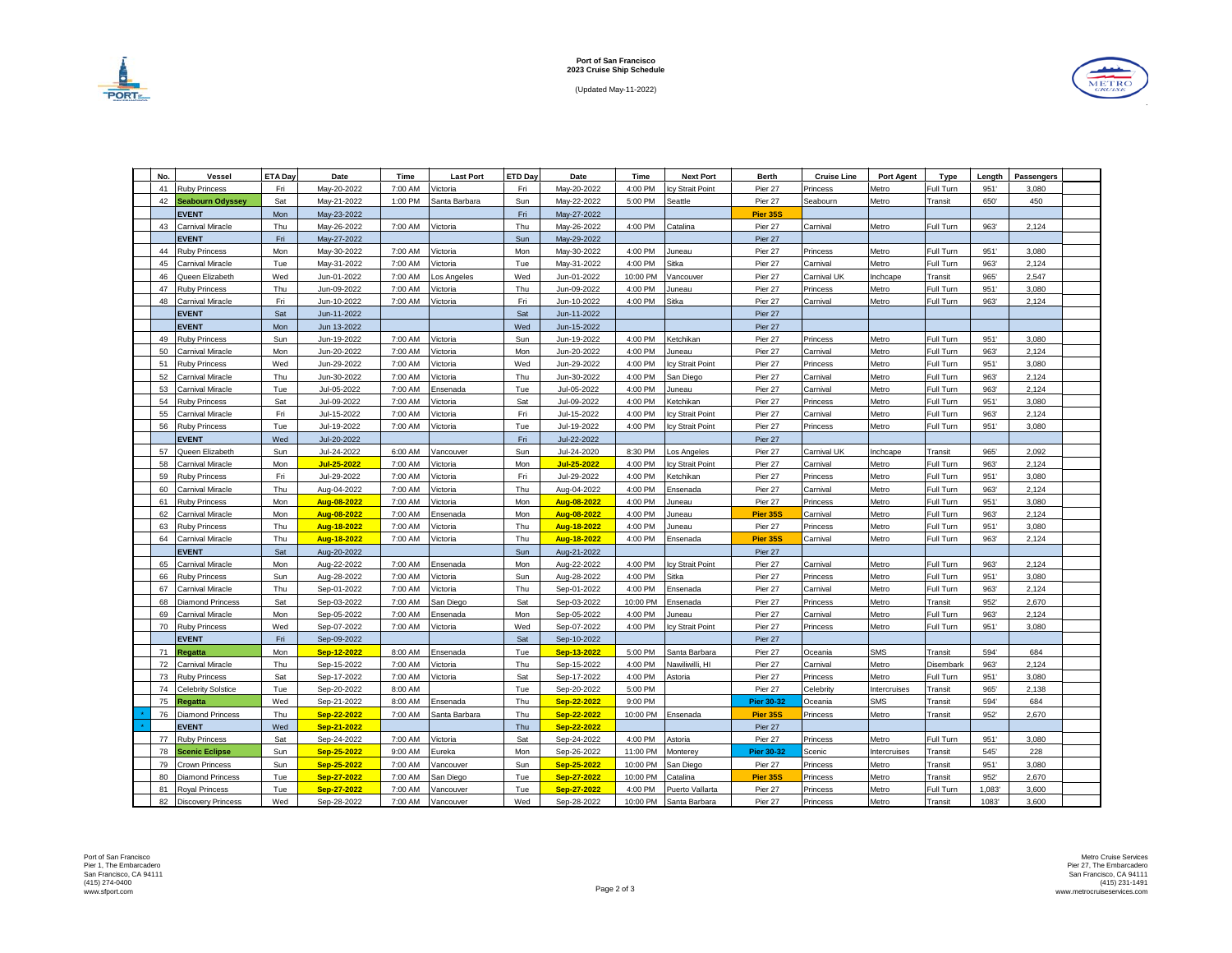**Port of San Francisco**
**2023 Cruise Ship Schedule**

(Updated May-11-2022)

| No. | Vessel | ETA Day | Date | Time | Last Port | ETD Day | Date | Time | Next Port | Berth | Cruise Line | Port Agent | Type | Length | Passengers |
|---|---|---|---|---|---|---|---|---|---|---|---|---|---|---|---|
| 41 | Ruby Princess | Fri | May-20-2022 | 7:00 AM | Victoria | Fri | May-20-2022 | 4:00 PM | Icy Strait Point | Pier 27 | Princess | Metro | Full Turn | 951' | 3,080 |
| 42 | **Seabourn Odyssey** | Sat | May-21-2022 | 1:00 PM | Santa Barbara | Sun | May-22-2022 | 5:00 PM | Seattle | Pier 27 | Seabourn | Metro | Transit | 650' | 450 |
| | **EVENT** | Mon | May-23-2022 | | | Fri | May-27-2022 | | | **Pier 35S** | | | | | |
| 43 | Carnival Miracle | Thu | May-26-2022 | 7:00 AM | Victoria | Thu | May-26-2022 | 4:00 PM | Catalina | Pier 27 | Carnival | Metro | Full Turn | 963' | 2,124 |
| | **EVENT** | Fri | May-27-2022 | | | Sun | May-29-2022 | | | Pier 27 | | | | | |
| 44 | Ruby Princess | Mon | May-30-2022 | 7:00 AM | Victoria | Mon | May-30-2022 | 4:00 PM | Juneau | Pier 27 | Princess | Metro | Full Turn | 951' | 3,080 |
| 45 | Carnival Miracle | Tue | May-31-2022 | 7:00 AM | Victoria | Tue | May-31-2022 | 4:00 PM | Sitka | Pier 27 | Carnival | Metro | Full Turn | 963' | 2,124 |
| 46 | Queen Elizabeth | Wed | Jun-01-2022 | 7:00 AM | Los Angeles | Wed | Jun-01-2022 | 10:00 PM | Vancouver | Pier 27 | Carnival UK | Inchcape | Transit | 965' | 2,547 |
| 47 | Ruby Princess | Thu | Jun-09-2022 | 7:00 AM | Victoria | Thu | Jun-09-2022 | 4:00 PM | Juneau | Pier 27 | Princess | Metro | Full Turn | 951' | 3,080 |
| 48 | Carnival Miracle | Fri | Jun-10-2022 | 7:00 AM | Victoria | Fri | Jun-10-2022 | 4:00 PM | Sitka | Pier 27 | Carnival | Metro | Full Turn | 963' | 2,124 |
| | **EVENT** | Sat | Jun-11-2022 | | | Sat | Jun-11-2022 | | | Pier 27 | | | | | |
| | **EVENT** | Mon | Jun 13-2022 | | | Wed | Jun-15-2022 | | | Pier 27 | | | | | |
| 49 | Ruby Princess | Sun | Jun-19-2022 | 7:00 AM | Victoria | Sun | Jun-19-2022 | 4:00 PM | Ketchikan | Pier 27 | Princess | Metro | Full Turn | 951' | 3,080 |
| 50 | Carnival Miracle | Mon | Jun-20-2022 | 7:00 AM | Victoria | Mon | Jun-20-2022 | 4:00 PM | Juneau | Pier 27 | Carnival | Metro | Full Turn | 963' | 2,124 |
| 51 | Ruby Princess | Wed | Jun-29-2022 | 7:00 AM | Victoria | Wed | Jun-29-2022 | 4:00 PM | Icy Strait Point | Pier 27 | Princess | Metro | Full Turn | 951' | 3,080 |
| 52 | Carnival Miracle | Thu | Jun-30-2022 | 7:00 AM | Victoria | Thu | Jun-30-2022 | 4:00 PM | San Diego | Pier 27 | Carnival | Metro | Full Turn | 963' | 2,124 |
| 53 | Carnival Miracle | Tue | Jul-05-2022 | 7:00 AM | Ensenada | Tue | Jul-05-2022 | 4:00 PM | Juneau | Pier 27 | Carnival | Metro | Full Turn | 963' | 2,124 |
| 54 | Ruby Princess | Sat | Jul-09-2022 | 7:00 AM | Victoria | Sat | Jul-09-2022 | 4:00 PM | Ketchikan | Pier 27 | Princess | Metro | Full Turn | 951' | 3,080 |
| 55 | Carnival Miracle | Fri | Jul-15-2022 | 7:00 AM | Victoria | Fri | Jul-15-2022 | 4:00 PM | Icy Strait Point | Pier 27 | Carnival | Metro | Full Turn | 963' | 2,124 |
| 56 | Ruby Princess | Tue | Jul-19-2022 | 7:00 AM | Victoria | Tue | Jul-19-2022 | 4:00 PM | Icy Strait Point | Pier 27 | Princess | Metro | Full Turn | 951' | 3,080 |
| | **EVENT** | Wed | Jul-20-2022 | | | Fri | Jul-22-2022 | | | Pier 27 | | | | | |
| 57 | Queen Elizabeth | Sun | Jul-24-2022 | 6:00 AM | Vancouver | Sun | Jul-24-2020 | 8:30 PM | Los Angeles | Pier 27 | Carnival UK | Inchcape | Transit | 965' | 2,092 |
| 58 | Carnival Miracle | Mon | **Jul-25-2022** | 7:00 AM | Victoria | Mon | **Jul-25-2022** | 4:00 PM | Icy Strait Point | Pier 27 | Carnival | Metro | Full Turn | 963' | 2,124 |
| 59 | Ruby Princess | Fri | Jul-29-2022 | 7:00 AM | Victoria | Fri | Jul-29-2022 | 4:00 PM | Ketchikan | Pier 27 | Princess | Metro | Full Turn | 951' | 3,080 |
| 60 | Carnival Miracle | Thu | Aug-04-2022 | 7:00 AM | Victoria | Thu | Aug-04-2022 | 4:00 PM | Ensenada | Pier 27 | Carnival | Metro | Full Turn | 963' | 2,124 |
| 61 | Ruby Princess | Mon | **Aug-08-2022** | 7:00 AM | Victoria | Mon | **Aug-08-2022** | 4:00 PM | Juneau | Pier 27 | Princess | Metro | Full Turn | 951' | 3,080 |
| 62 | Carnival Miracle | Mon | **Aug-08-2022** | 7:00 AM | Ensenada | Mon | **Aug-08-2022** | 4:00 PM | Juneau | **Pier 35S** | Carnival | Metro | Full Turn | 963' | 2,124 |
| 63 | Ruby Princess | Thu | **Aug-18-2022** | 7:00 AM | Victoria | Thu | **Aug-18-2022** | 4:00 PM | Juneau | Pier 27 | Princess | Metro | Full Turn | 951' | 3,080 |
| 64 | Carnival Miracle | Thu | **Aug-18-2022** | 7:00 AM | Victoria | Thu | **Aug-18-2022** | 4:00 PM | Ensenada | **Pier 35S** | Carnival | Metro | Full Turn | 963' | 2,124 |
| | **EVENT** | Sat | Aug-20-2022 | | | Sun | Aug-21-2022 | | | Pier 27 | | | | | |
| 65 | Carnival Miracle | Mon | Aug-22-2022 | 7:00 AM | Ensenada | Mon | Aug-22-2022 | 4:00 PM | Icy Strait Point | Pier 27 | Carnival | Metro | Full Turn | 963' | 2,124 |
| 66 | Ruby Princess | Sun | Aug-28-2022 | 7:00 AM | Victoria | Sun | Aug-28-2022 | 4:00 PM | Sitka | Pier 27 | Princess | Metro | Full Turn | 951' | 3,080 |
| 67 | Carnival Miracle | Thu | Sep-01-2022 | 7:00 AM | Victoria | Thu | Sep-01-2022 | 4:00 PM | Ensenada | Pier 27 | Carnival | Metro | Full Turn | 963' | 2,124 |
| 68 | Diamond Princess | Sat | Sep-03-2022 | 7:00 AM | San Diego | Sat | Sep-03-2022 | 10:00 PM | Ensenada | Pier 27 | Princess | Metro | Transit | 952' | 2,670 |
| 69 | Carnival Miracle | Mon | Sep-05-2022 | 7:00 AM | Ensenada | Mon | Sep-05-2022 | 4:00 PM | Juneau | Pier 27 | Carnival | Metro | Full Turn | 963' | 2,124 |
| 70 | Ruby Princess | Wed | Sep-07-2022 | 7:00 AM | Victoria | Wed | Sep-07-2022 | 4:00 PM | Icy Strait Point | Pier 27 | Princess | Metro | Full Turn | 951' | 3,080 |
| | **EVENT** | Fri | Sep-09-2022 | | | Sat | Sep-10-2022 | | | Pier 27 | | | | | |
| 71 | **Regatta** | Mon | **Sep-12-2022** | 8:00 AM | Ensenada | Tue | **Sep-13-2022** | 5:00 PM | Santa Barbara | Pier 27 | Oceania | SMS | Transit | 594' | 684 |
| 72 | Carnival Miracle | Thu | Sep-15-2022 | 7:00 AM | Victoria | Thu | Sep-15-2022 | 4:00 PM | Nawiliwilli, HI | Pier 27 | Carnival | Metro | Disembark | 963' | 2,124 |
| 73 | Ruby Princess | Sat | Sep-17-2022 | 7:00 AM | Victoria | Sat | Sep-17-2022 | 4:00 PM | Astoria | Pier 27 | Princess | Metro | Full Turn | 951' | 3,080 |
| 74 | Celebrity Solstice | Tue | Sep-20-2022 | 8:00 AM | | Tue | Sep-20-2022 | 5:00 PM | | Pier 27 | Celebrity | Intercruises | Transit | 965' | 2,138 |
| 75 | **Regatta** | Wed | Sep-21-2022 | 8:00 AM | Ensenada | Thu | **Sep-22-2022** | 9:00 PM | | **Pier 30-32** | Oceania | SMS | Transit | 594' | 684 |
| 76 | Diamond Princess | Thu | **Sep-22-2022** | 7:00 AM | Santa Barbara | Thu | **Sep-22-2022** | 10:00 PM | Ensenada | **Pier 35S** | Princess | Metro | Transit | 952' | 2,670 |
| | **EVENT** | Wed | **Sep-21-2022** | | | Thu | **Sep-22-2022** | | | Pier 27 | | | | | |
| 77 | Ruby Princess | Sat | Sep-24-2022 | 7:00 AM | Victoria | Sat | Sep-24-2022 | 4:00 PM | Astoria | Pier 27 | Princess | Metro | Full Turn | 951' | 3,080 |
| 78 | **Scenic Eclipse** | Sun | **Sep-25-2022** | 9:00 AM | Eureka | Mon | Sep-26-2022 | 11:00 PM | Monterey | **Pier 30-32** | Scenic | Intercruises | Transit | 545' | 228 |
| 79 | Crown Princess | Sun | **Sep-25-2022** | 7:00 AM | Vancouver | Sun | **Sep-25-2022** | 10:00 PM | San Diego | Pier 27 | Princess | Metro | Transit | 951' | 3,080 |
| 80 | Diamond Princess | Tue | **Sep-27-2022** | 7:00 AM | San Diego | Tue | **Sep-27-2022** | 10:00 PM | Catalina | **Pier 35S** | Princess | Metro | Transit | 952' | 2,670 |
| 81 | Royal Princess | Tue | **Sep-27-2022** | 7:00 AM | Vancouver | Tue | **Sep-27-2022** | 4:00 PM | Puerto Vallarta | Pier 27 | Princess | Metro | Full Turn | 1,083' | 3,600 |
| 82 | Discovery Princess | Wed | Sep-28-2022 | 7:00 AM | Vancouver | Wed | Sep-28-2022 | 10:00 PM | Santa Barbara | Pier 27 | Princess | Metro | Transit | 1083' | 3,600 |

Port of San Francisco
Pier 1, The Embarcadero
San Francisco, CA 94111
(415) 274-0400
www.sfport.com

Metro Cruise Services
Pier 27, The Embarcadero
San Francisco, CA 94111
(415) 231-1491
www.metrocruiseservices.com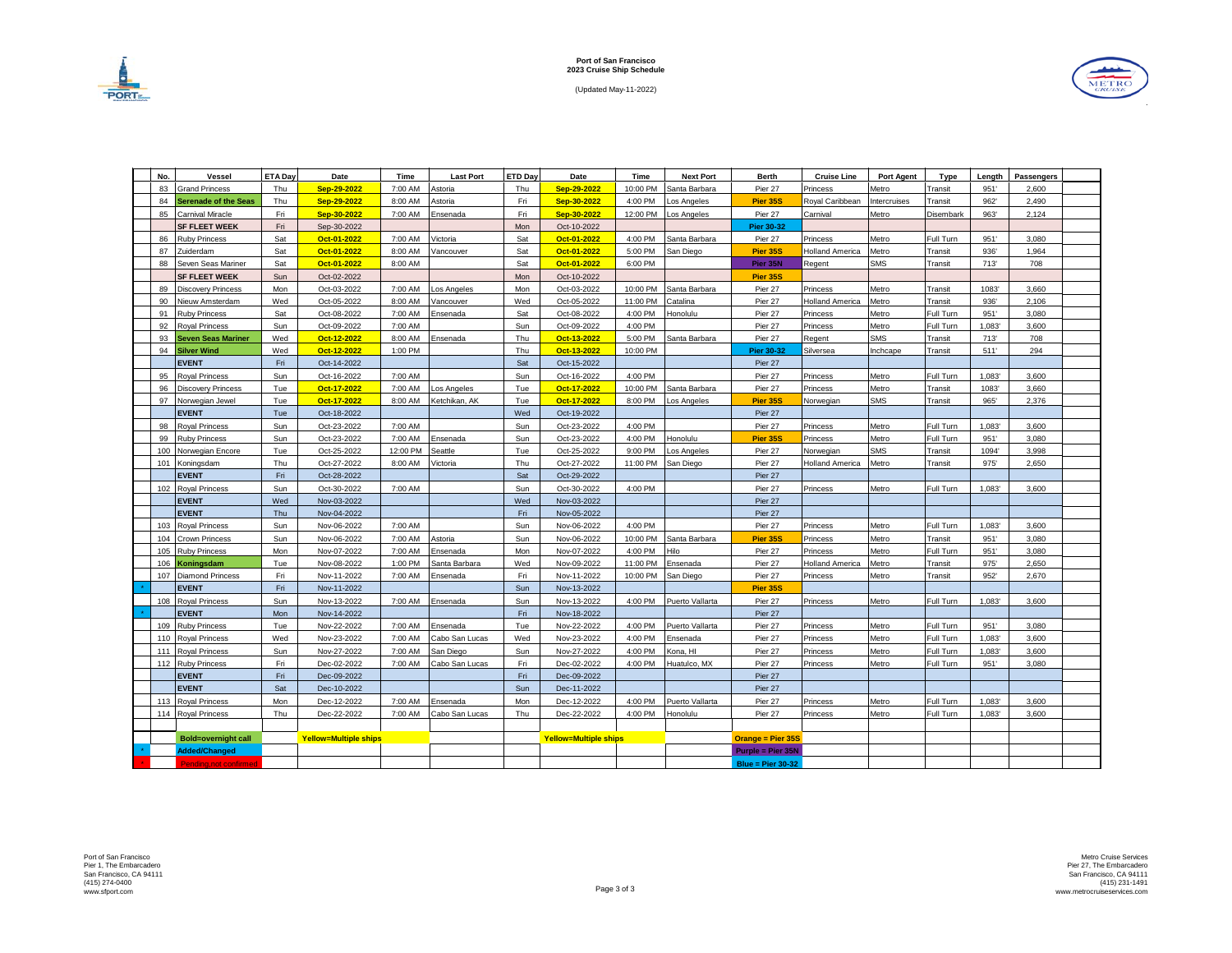**Port of San Francisco**
**2023 Cruise Ship Schedule**

(Updated May-11-2022)

| | No. | Vessel | ETA Day | Date | Time | Last Port | ETD Day | Date | Time | Next Port | Berth | Cruise Line | Port Agent | Type | Length | Passengers |
|---|---|---|---|---|---|---|---|---|---|---|---|---|---|---|---|---|
| | 83 | Grand Princess | Thu | Sep-29-2022 | 7:00 AM | Astoria | Thu | Sep-29-2022 | 10:00 PM | Santa Barbara | Pier 27 | Princess | Metro | Transit | 951' | 2,600 |
| | 84 | **Serenade of the Seas** | Thu | Sep-29-2022 | 8:00 AM | Astoria | Fri | Sep-30-2022 | 4:00 PM | Los Angeles | Pier 35S | Royal Caribbean | Intercruises | Transit | 962' | 2,490 |
| | 85 | Carnival Miracle | Fri | Sep-30-2022 | 7:00 AM | Ensenada | Fri | Sep-30-2022 | 12:00 PM | Los Angeles | Pier 27 | Carnival | Metro | Disembark | 963' | 2,124 |
| | | **SF FLEET WEEK** | Fri | Sep-30-2022 | | | Mon | Oct-10-2022 | | | Pier 30-32 | | | | | |
| | 86 | Ruby Princess | Sat | Oct-01-2022 | 7:00 AM | Victoria | Sat | Oct-01-2022 | 4:00 PM | Santa Barbara | Pier 27 | Princess | Metro | Full Turn | 951' | 3,080 |
| | 87 | Zuiderdam | Sat | Oct-01-2022 | 8:00 AM | Vancouver | Sat | Oct-01-2022 | 5:00 PM | San Diego | Pier 35S | Holland America | Metro | Transit | 936' | 1,964 |
| | 88 | Seven Seas Mariner | Sat | Oct-01-2022 | 8:00 AM | | Sat | Oct-01-2022 | 6:00 PM | | Pier 35N | Regent | SMS | Transit | 713' | 708 |
| | | **SF FLEET WEEK** | Sun | Oct-02-2022 | | | Mon | Oct-10-2022 | | | Pier 35S | | | | | |
| | 89 | Discovery Princess | Mon | Oct-03-2022 | 7:00 AM | Los Angeles | Mon | Oct-03-2022 | 10:00 PM | Santa Barbara | Pier 27 | Princess | Metro | Transit | 1083' | 3,660 |
| | 90 | Nieuw Amsterdam | Wed | Oct-05-2022 | 8:00 AM | Vancouver | Wed | Oct-05-2022 | 11:00 PM | Catalina | Pier 27 | Holland America | Metro | Transit | 936' | 2,106 |
| | 91 | Ruby Princess | Sat | Oct-08-2022 | 7:00 AM | Ensenada | Sat | Oct-08-2022 | 4:00 PM | Honolulu | Pier 27 | Princess | Metro | Full Turn | 951' | 3,080 |
| | 92 | Royal Princess | Sun | Oct-09-2022 | 7:00 AM | | Sun | Oct-09-2022 | 4:00 PM | | Pier 27 | Princess | Metro | Full Turn | 1,083' | 3,600 |
| | 93 | **Seven Seas Mariner** | Wed | Oct-12-2022 | 8:00 AM | Ensenada | Thu | Oct-13-2022 | 5:00 PM | Santa Barbara | Pier 27 | Regent | SMS | Transit | 713' | 708 |
| | 94 | **Silver Wind** | Wed | Oct-12-2022 | 1:00 PM | | Thu | Oct-13-2022 | 10:00 PM | | Pier 30-32 | Silversea | Inchcape | Transit | 511' | 294 |
| | | **EVENT** | Fri | Oct-14-2022 | | | Sat | Oct-15-2022 | | | Pier 27 | | | | | |
| | 95 | Royal Princess | Sun | Oct-16-2022 | 7:00 AM | | Sun | Oct-16-2022 | 4:00 PM | | Pier 27 | Princess | Metro | Full Turn | 1,083' | 3,600 |
| | 96 | Discovery Princess | Tue | Oct-17-2022 | 7:00 AM | Los Angeles | Tue | Oct-17-2022 | 10:00 PM | Santa Barbara | Pier 27 | Princess | Metro | Transit | 1083' | 3,660 |
| | 97 | Norwegian Jewel | Tue | Oct-17-2022 | 8:00 AM | Ketchikan, AK | Tue | Oct-17-2022 | 8:00 PM | Los Angeles | Pier 35S | Norwegian | SMS | Transit | 965' | 2,376 |
| | | **EVENT** | Tue | Oct-18-2022 | | | Wed | Oct-19-2022 | | | Pier 27 | | | | | |
| | 98 | Royal Princess | Sun | Oct-23-2022 | 7:00 AM | | Sun | Oct-23-2022 | 4:00 PM | | Pier 27 | Princess | Metro | Full Turn | 1,083' | 3,600 |
| | 99 | Ruby Princess | Sun | Oct-23-2022 | 7:00 AM | Ensenada | Sun | Oct-23-2022 | 4:00 PM | Honolulu | Pier 35S | Princess | Metro | Full Turn | 951' | 3,080 |
| | 100 | Norwegian Encore | Tue | Oct-25-2022 | 12:00 PM | Seattle | Tue | Oct-25-2022 | 9:00 PM | Los Angeles | Pier 27 | Norwegian | SMS | Transit | 1094' | 3,998 |
| | 101 | Koningsdam | Thu | Oct-27-2022 | 8:00 AM | Victoria | Thu | Oct-27-2022 | 11:00 PM | San Diego | Pier 27 | Holland America | Metro | Transit | 975' | 2,650 |
| | | **EVENT** | Fri | Oct-28-2022 | | | Sat | Oct-29-2022 | | | Pier 27 | | | | | |
| | 102 | Royal Princess | Sun | Oct-30-2022 | 7:00 AM | | Sun | Oct-30-2022 | 4:00 PM | | Pier 27 | Princess | Metro | Full Turn | 1,083' | 3,600 |
| | | **EVENT** | Wed | Nov-03-2022 | | | Wed | Nov-03-2022 | | | Pier 27 | | | | | |
| | | **EVENT** | Thu | Nov-04-2022 | | | Fri | Nov-05-2022 | | | Pier 27 | | | | | |
| | 103 | Royal Princess | Sun | Nov-06-2022 | 7:00 AM | | Sun | Nov-06-2022 | 4:00 PM | | Pier 27 | Princess | Metro | Full Turn | 1,083' | 3,600 |
| | 104 | Crown Princess | Sun | Nov-06-2022 | 7:00 AM | Astoria | Sun | Nov-06-2022 | 10:00 PM | Santa Barbara | Pier 35S | Princess | Metro | Transit | 951' | 3,080 |
| | 105 | Ruby Princess | Mon | Nov-07-2022 | 7:00 AM | Ensenada | Mon | Nov-07-2022 | 4:00 PM | Hilo | Pier 27 | Princess | Metro | Full Turn | 951' | 3,080 |
| | 106 | **Koningsdam** | Tue | Nov-08-2022 | 1:00 PM | Santa Barbara | Wed | Nov-09-2022 | 11:00 PM | Ensenada | Pier 27 | Holland America | Metro | Transit | 975' | 2,650 |
| | 107 | Diamond Princess | Fri | Nov-11-2022 | 7:00 AM | Ensenada | Fri | Nov-11-2022 | 10:00 PM | San Diego | Pier 27 | Princess | Metro | Transit | 952' | 2,670 |
| * | | **EVENT** | Fri | Nov-11-2022 | | | Sun | Nov-13-2022 | | | Pier 35S | | | | | |
| | 108 | Royal Princess | Sun | Nov-13-2022 | 7:00 AM | Ensenada | Sun | Nov-13-2022 | 4:00 PM | Puerto Vallarta | Pier 27 | Princess | Metro | Full Turn | 1,083' | 3,600 |
| * | | **EVENT** | Mon | Nov-14-2022 | | | Fri | Nov-18-2022 | | | Pier 27 | | | | | |
| | 109 | Ruby Princess | Tue | Nov-22-2022 | 7:00 AM | Ensenada | Tue | Nov-22-2022 | 4:00 PM | Puerto Vallarta | Pier 27 | Princess | Metro | Full Turn | 951' | 3,080 |
| | 110 | Royal Princess | Wed | Nov-23-2022 | 7:00 AM | Cabo San Lucas | Wed | Nov-23-2022 | 4:00 PM | Ensenada | Pier 27 | Princess | Metro | Full Turn | 1,083' | 3,600 |
| | 111 | Royal Princess | Sun | Nov-27-2022 | 7:00 AM | San Diego | Sun | Nov-27-2022 | 4:00 PM | Kona, HI | Pier 27 | Princess | Metro | Full Turn | 1,083' | 3,600 |
| | 112 | Ruby Princess | Fri | Dec-02-2022 | 7:00 AM | Cabo San Lucas | Fri | Dec-02-2022 | 4:00 PM | Huatulco, MX | Pier 27 | Princess | Metro | Full Turn | 951' | 3,080 |
| | | **EVENT** | Fri | Dec-09-2022 | | | Fri | Dec-09-2022 | | | Pier 27 | | | | | |
| | | **EVENT** | Sat | Dec-10-2022 | | | Sun | Dec-11-2022 | | | Pier 27 | | | | | |
| | 113 | Royal Princess | Mon | Dec-12-2022 | 7:00 AM | Ensenada | Mon | Dec-12-2022 | 4:00 PM | Puerto Vallarta | Pier 27 | Princess | Metro | Full Turn | 1,083' | 3,600 |
| | 114 | Royal Princess | Thu | Dec-22-2022 | 7:00 AM | Cabo San Lucas | Thu | Dec-22-2022 | 4:00 PM | Honolulu | Pier 27 | Princess | Metro | Full Turn | 1,083' | 3,600 |
| | | **Bold=overnight call** | | **Yellow=Multiple ships** | | | | **Yellow=Multiple ships** | | | **Orange = Pier 35S** | | | | | |
| * | | **Added/Changed** | | | | | | | | | **Purple = Pier 35N** | | | | | |
| * | | Pending not confirmed | | | | | | | | | **Blue = Pier 30-32** | | | | | |

Port of San Francisco
Pier 1, The Embarcadero
San Francisco, CA 94111
(415) 274-0400
www.sfport.com

Metro Cruise Services
Pier 27, The Embarcadero
San Francisco, CA 94111
(415) 231-1491
www.metrocruiseservices.com